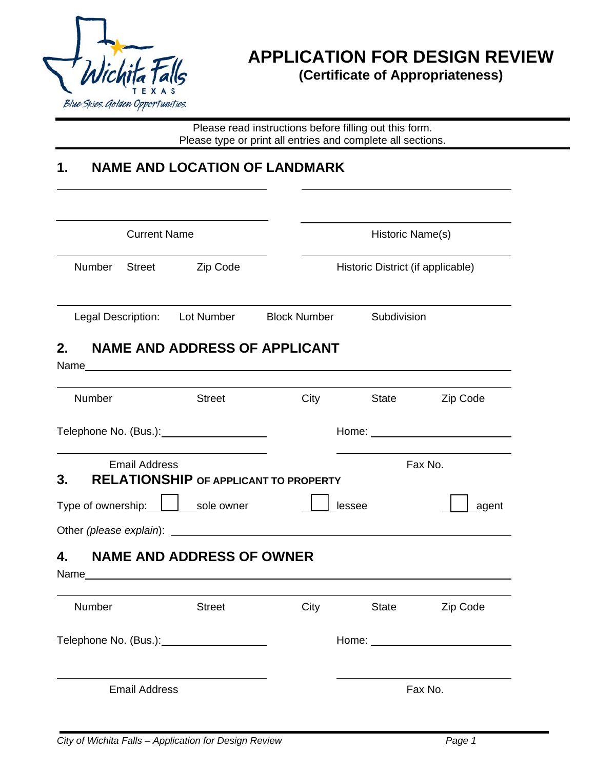# APPLICATION FOR DESIGN REVIEW

## (Certificate of Appropriateness)

Please read instructions before filling out this form.
Please type or print all entries and complete all sections.

## 1. NAME AND LOCATION OF LANDMARK

______________________________ ______________________________

Current Name — Historic Name(s)

Number Street Zip Code — Historic District (if applicable)

Legal Description: Lot Number Block Number Subdivision

## 2. NAME AND ADDRESS OF APPLICANT

Name______________________________________________

Number Street City State Zip Code

Telephone No. (Bus.):__________________ Home: __________________

Email Address — Fax No.

## 3. RELATIONSHIP OF APPLICANT TO PROPERTY

Type of ownership: ☐ sole owner ☐ lessee ☐ agent

Other *(please explain)*: ______________________________

## 4. NAME AND ADDRESS OF OWNER

Name______________________________________________

Number Street City State Zip Code

Telephone No. (Bus.):__________________ Home: __________________

Email Address — Fax No.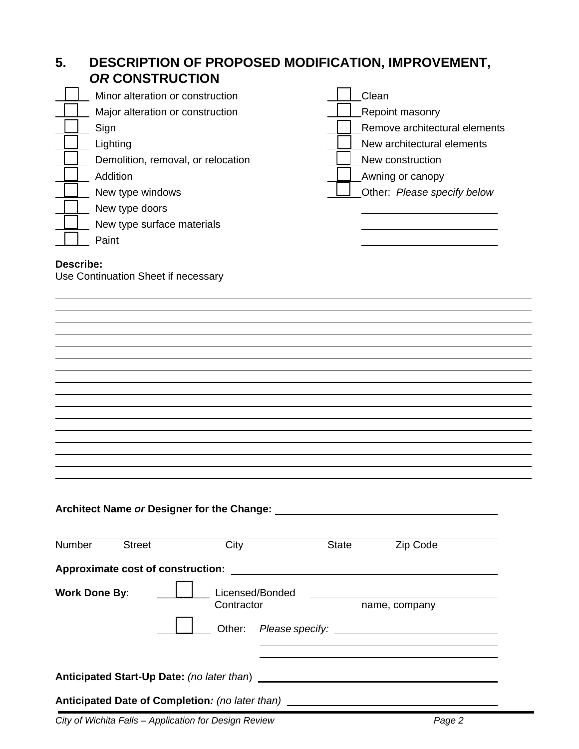## 5. DESCRIPTION OF PROPOSED MODIFICATION, IMPROVEMENT, *OR* CONSTRUCTION

- ☐ Minor alteration or construction
- ☐ Major alteration or construction
- ☐ Sign
- ☐ Lighting
- ☐ Demolition, removal, or relocation
- ☐ Addition
- ☐ New type windows
- ☐ New type doors
- ☐ New type surface materials
- ☐ Paint
- ☐ Clean
- ☐ Repoint masonry
- ☐ Remove architectural elements
- ☐ New architectural elements
- ☐ New construction
- ☐ Awning or canopy
- ☐ Other: *Please specify below*

______________________

______________________

______________________

**Describe:**
Use Continuation Sheet if necessary

______________________________________________________________________________

______________________________________________________________________________

______________________________________________________________________________

______________________________________________________________________________

______________________________________________________________________________

______________________________________________________________________________

______________________________________________________________________________

______________________________________________________________________________

______________________________________________________________________________

______________________________________________________________________________

______________________________________________________________________________

______________________________________________________________________________

______________________________________________________________________________

______________________________________________________________________________

______________________________________________________________________________

**Architect Name *or* Designer for the Change:** ______________________________

______________________________________________________________________________
Number Street City State Zip Code

**Approximate cost of construction:** ______________________________

**Work Done By**: ☐ Licensed/Bonded Contractor ______________________ name, company

☐ Other: *Please specify:* ______________________

______________________________

______________________________

**Anticipated Start-Up Date:** *(no later than)* ______________________________

**Anticipated Date of Completion***: (no later than)* ______________________________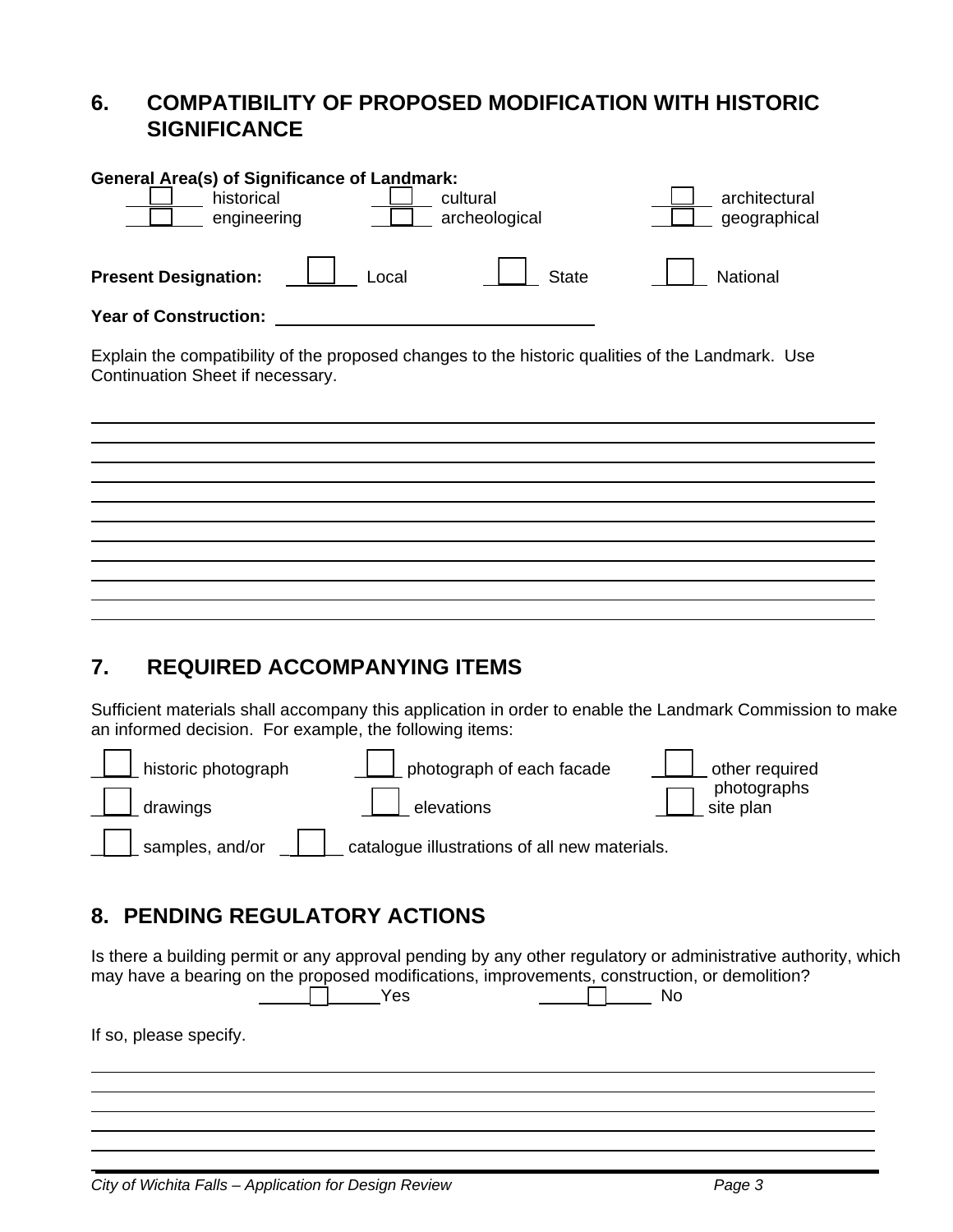## 6. COMPATIBILITY OF PROPOSED MODIFICATION WITH HISTORIC SIGNIFICANCE

**General Area(s) of Significance of Landmark:**

- [ ] historical
- [ ] cultural
- [ ] architectural
- [ ] engineering
- [ ] archeological
- [ ] geographical

**Present Designation:** [ ] Local [ ] State [ ] National

**Year of Construction:** ______________________________

Explain the compatibility of the proposed changes to the historic qualities of the Landmark. Use Continuation Sheet if necessary.

______________________________________________________________________________

______________________________________________________________________________

______________________________________________________________________________

______________________________________________________________________________

______________________________________________________________________________

______________________________________________________________________________

______________________________________________________________________________

______________________________________________________________________________

______________________________________________________________________________

______________________________________________________________________________

## 7. REQUIRED ACCOMPANYING ITEMS

Sufficient materials shall accompany this application in order to enable the Landmark Commission to make an informed decision. For example, the following items:

- [ ] historic photograph
- [ ] photograph of each facade
- [ ] other required photographs
- [ ] drawings
- [ ] elevations
- [ ] site plan
- [ ] samples, and/or
- [ ] catalogue illustrations of all new materials.

## 8. PENDING REGULATORY ACTIONS

Is there a building permit or any approval pending by any other regulatory or administrative authority, which may have a bearing on the proposed modifications, improvements, construction, or demolition?

[ ] Yes [ ] No

If so, please specify.

______________________________________________________________________________

______________________________________________________________________________

______________________________________________________________________________

______________________________________________________________________________

______________________________________________________________________________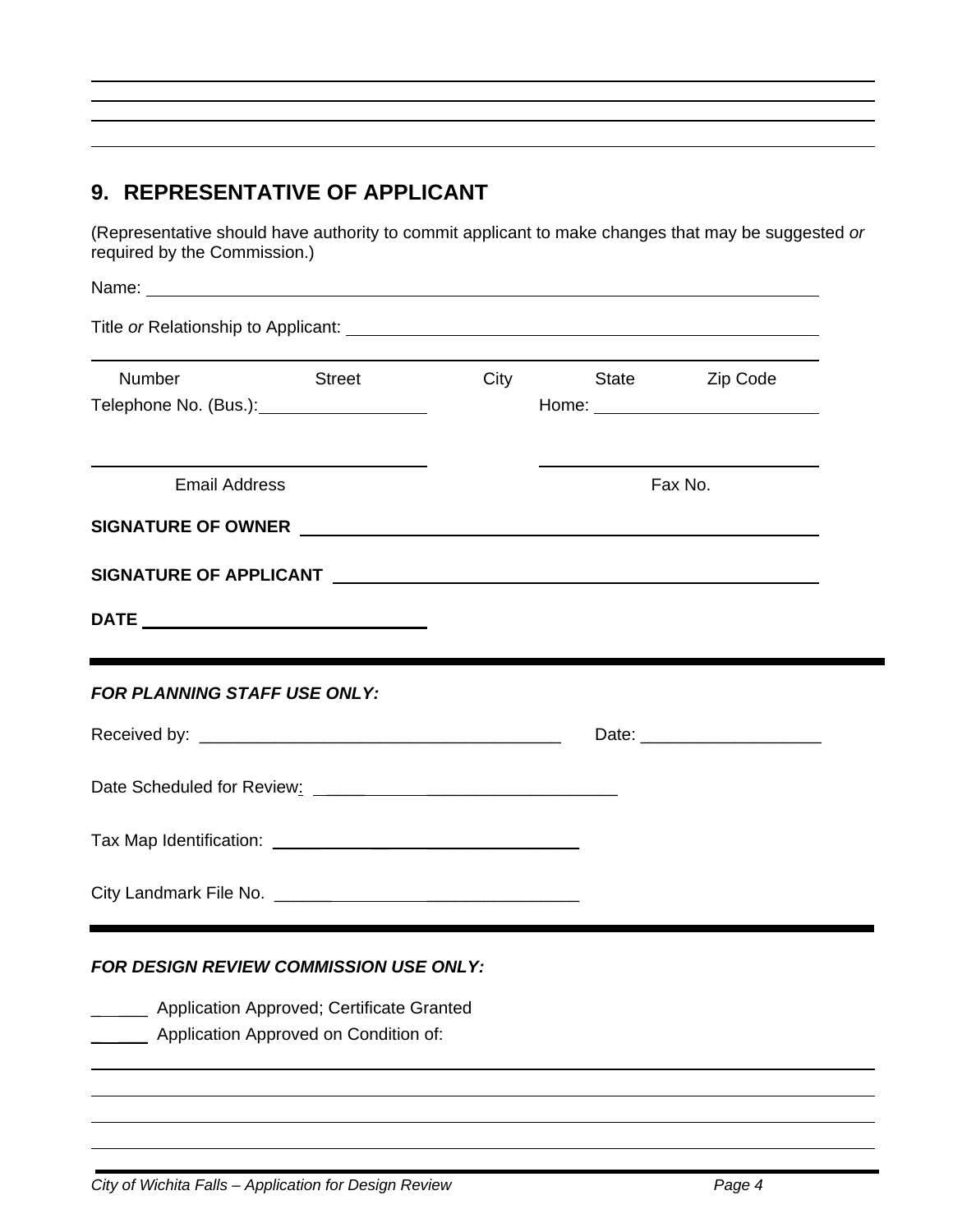## 9. REPRESENTATIVE OF APPLICANT

(Representative should have authority to commit applicant to make changes that may be suggested *or* required by the Commission.)

Name: ____________________________________________

Title *or* Relationship to Applicant: ____________________________________________

____________________________________________

Number Street City State Zip Code

Telephone No. (Bus.): ____________________ Home: ____________________

____________________ ____________________

Email Address Fax No.

**SIGNATURE OF OWNER** ____________________________________________

**SIGNATURE OF APPLICANT** ____________________________________________

**DATE** ____________________

***FOR PLANNING STAFF USE ONLY:***

Received by: ________________________________________ Date: ____________________

Date Scheduled for Review: ________________________________

Tax Map Identification: ________________________________

City Landmark File No. ________________________________

***FOR DESIGN REVIEW COMMISSION USE ONLY:***

______ Application Approved; Certificate Granted

______ Application Approved on Condition of:

____________________________________________

____________________________________________

____________________________________________

____________________________________________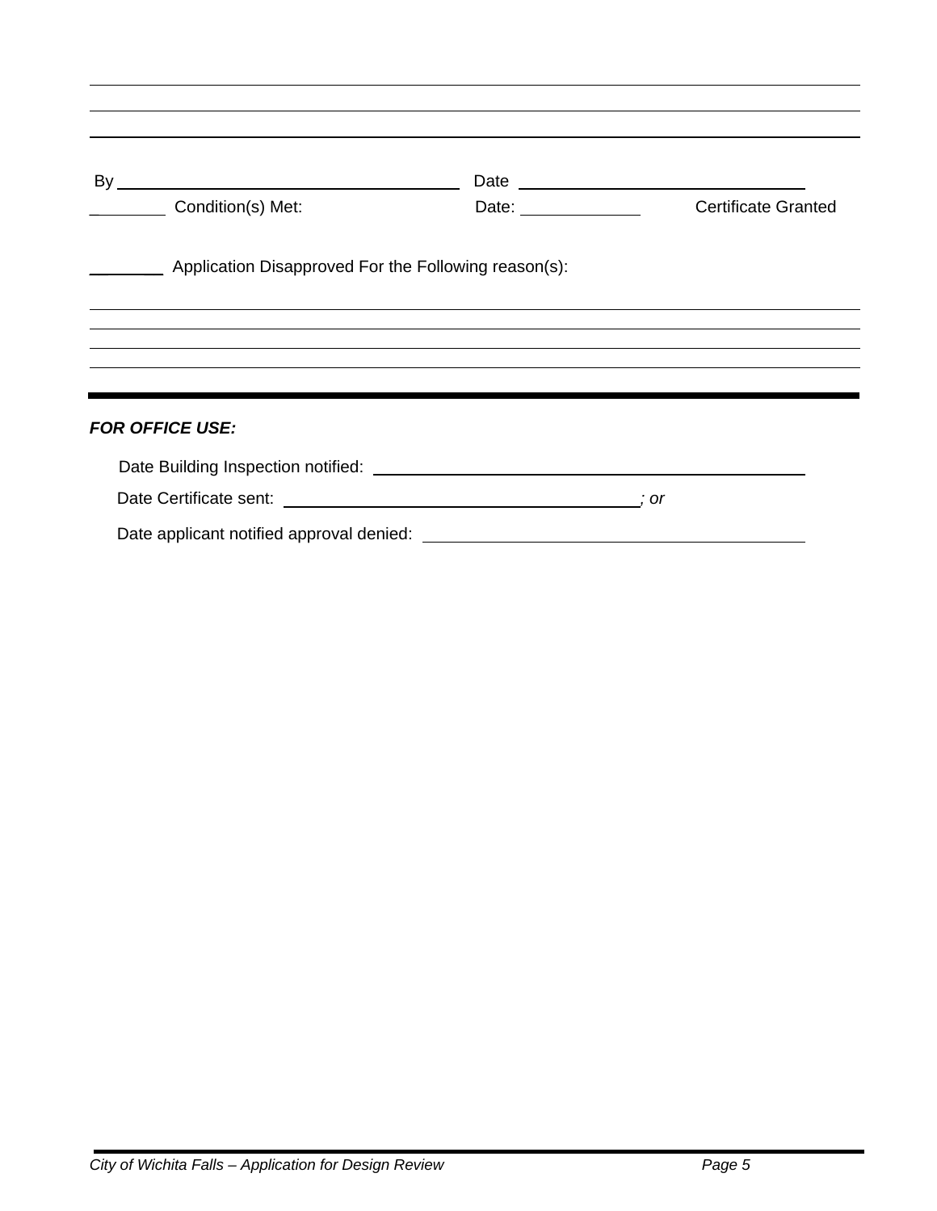By ______________________________ Date ______________________________

________ Condition(s) Met: Date: ____________ Certificate Granted

________ Application Disapproved For the Following reason(s):

_______________________________________________________________________________

_______________________________________________________________________________

_______________________________________________________________________________

_______________________________________________________________________________

***FOR OFFICE USE:***

Date Building Inspection notified: ________________________________________

Date Certificate sent: ________________________________________ *; or*

Date applicant notified approval denied: ________________________________________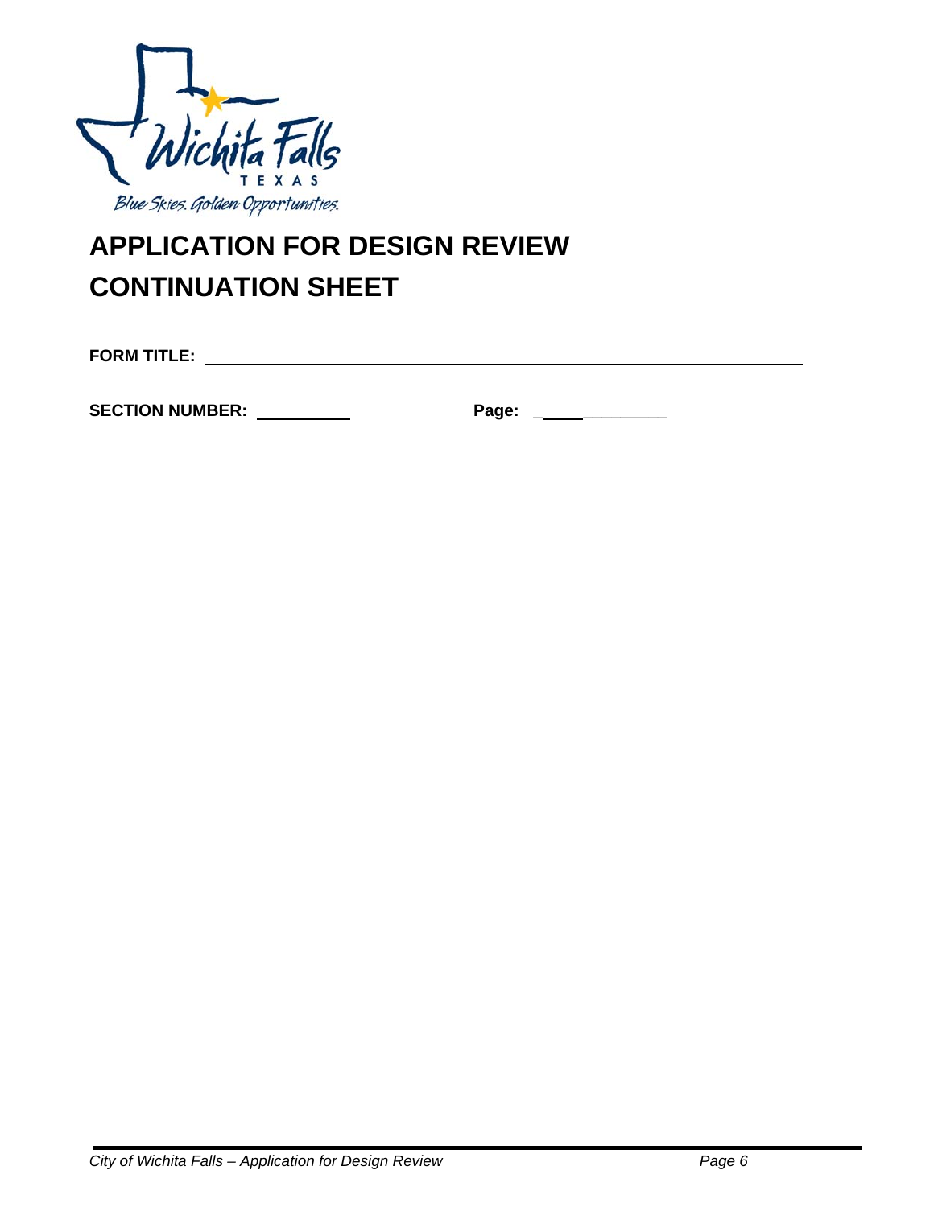# APPLICATION FOR DESIGN REVIEW
# CONTINUATION SHEET

**FORM TITLE:** ______________________________________________

**SECTION NUMBER:** __________ **Page:** ______________